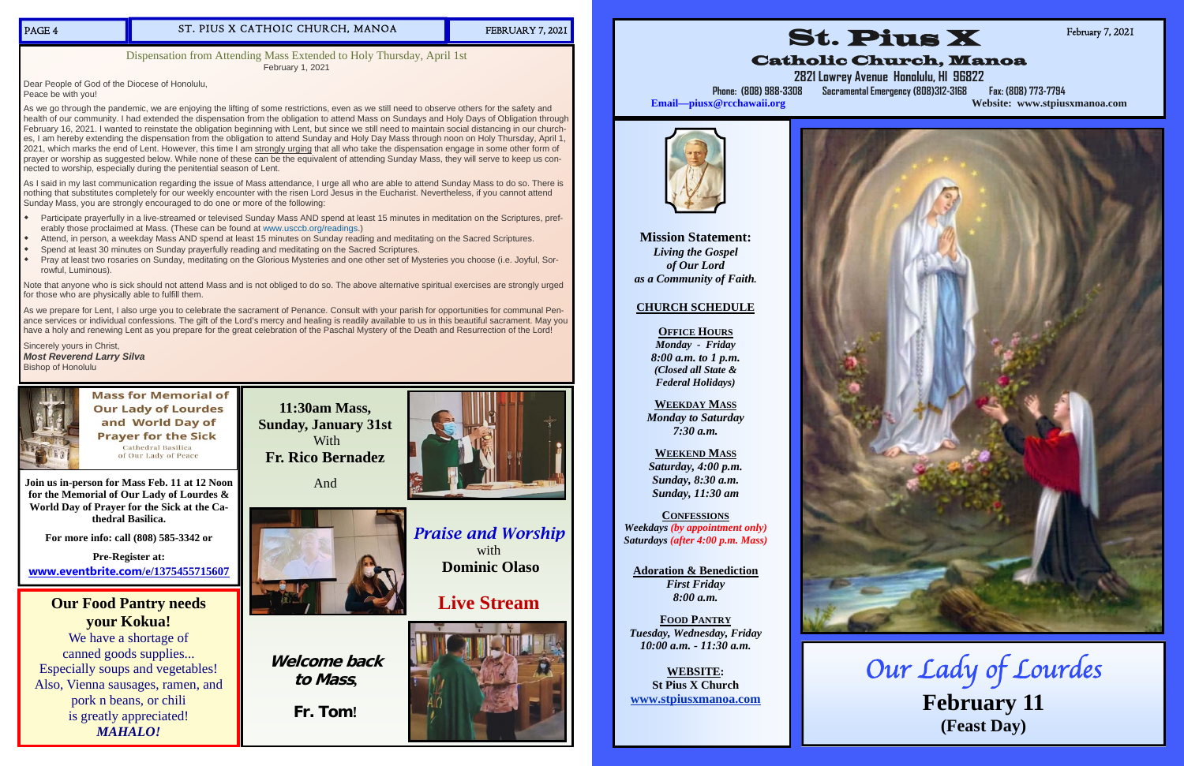Dispensation from Attending Mass Extended to Holy Thursday, April 1st
February 1, 2021

Dear People of God of the Diocese of Honolulu,
Peace be with you!

As we go through the pandemic, we are enjoying the lifting of some restrictions, even as we still need to observe others for the safety and health of our community. I had extended the dispensation from the obligation to attend Mass on Sundays and Holy Days of Obligation through February 16, 2021. I wanted to reinstate the obligation beginning with Lent, but since we still need to maintain social distancing in our churches, I am hereby extending the dispensation from the obligation to attend Sunday and Holy Day Mass through noon on Holy Thursday, April 1, 2021, which marks the end of Lent. However, this time I am strongly urging that all who take the dispensation engage in some other form of prayer or worship as suggested below. While none of these can be the equivalent of attending Sunday Mass, they will serve to keep us connected to worship, especially during the penitential season of Lent.

As I said in my last communication regarding the issue of Mass attendance, I urge all who are able to attend Sunday Mass to do so. There is nothing that substitutes completely for our weekly encounter with the risen Lord Jesus in the Eucharist. Nevertheless, if you cannot attend Sunday Mass, you are strongly encouraged to do one or more of the following:

- Participate prayerfully in a live-streamed or televised Sunday Mass AND spend at least 15 minutes in meditation on the Scriptures, preferably those proclaimed at Mass. (These can be found at www.usccb.org/readings.)
- Attend, in person, a weekday Mass AND spend at least 15 minutes on Sunday reading and meditating on the Sacred Scriptures.
- Spend at least 30 minutes on Sunday prayerfully reading and meditating on the Sacred Scriptures.
- Pray at least two rosaries on Sunday, meditating on the Glorious Mysteries and one other set of Mysteries you choose (i.e. Joyful, Sorrowful, Luminous).

Note that anyone who is sick should not attend Mass and is not obliged to do so. The above alternative spiritual exercises are strongly urged for those who are physically able to fulfill them.

As we prepare for Lent, I also urge you to celebrate the sacrament of Penance. Consult with your parish for opportunities for communal Penance services or individual confessions. The gift of the Lord's mercy and healing is readily available to us in this beautiful sacrament. May you have a holy and renewing Lent as you prepare for the great celebration of the Paschal Mystery of the Death and Resurrection of the Lord!

Sincerely yours in Christ,
***Most Reverend Larry Silva***
Bishop of Honolulu

## Mass for Memorial of Our Lady of Lourdes and World Day of Prayer for the Sick

Cathedral Basilica of Our Lady of Peace

**Join us in-person for Mass Feb. 11 at 12 Noon for the Memorial of Our Lady of Lourdes & World Day of Prayer for the Sick at the Cathedral Basilica.**

**For more info: call (808) 585-3342 or**

**Pre-Register at:**
**www.eventbrite.com/e/1375455715607**

## Our Food Pantry needs your Kokua!

We have a shortage of canned goods supplies... Especially soups and vegetables! Also, Vienna sausages, ramen, and pork n beans, or chili is greatly appreciated!
***MAHALO!***

**11:30am Mass, Sunday, January 31st**
With
**Fr. Rico Bernadez**

And

*Praise and Worship*
with
**Dominic Olaso**

**Live Stream**

***Welcome back to Mass,***

**Fr. Tom!**

# St. Pius X

## Catholic Church, Manoa

February 7, 2021

**2821 Lowrey Avenue Honolulu, HI 96822**
Phone: (808) 988-3308 Sacramental Emergency (808)312-3168 Fax: (808) 773-7794
**Email—piusx@rcchawaii.org** **Website: www.stpiusxmanoa.com**

**Mission Statement:**
*Living the Gospel of Our Lord as a Community of Faith.*

**CHURCH SCHEDULE**

**OFFICE HOURS**
*Monday - Friday*
*8:00 a.m. to 1 p.m.*
*(Closed all State & Federal Holidays)*

**WEEKDAY MASS**
*Monday to Saturday*
*7:30 a.m.*

**WEEKEND MASS**
*Saturday, 4:00 p.m.*
*Sunday, 8:30 a.m.*
*Sunday, 11:30 am*

**CONFESSIONS**
*Weekdays (by appointment only)*
*Saturdays (after 4:00 p.m. Mass)*

**Adoration & Benediction**
*First Friday*
*8:00 a.m.*

**FOOD PANTRY**
*Tuesday, Wednesday, Friday*
*10:00 a.m. - 11:30 a.m.*

**WEBSITE:**
**St Pius X Church**
**www.stpiusxmanoa.com**

*Our Lady of Lourdes*
**February 11**
**(Feast Day)**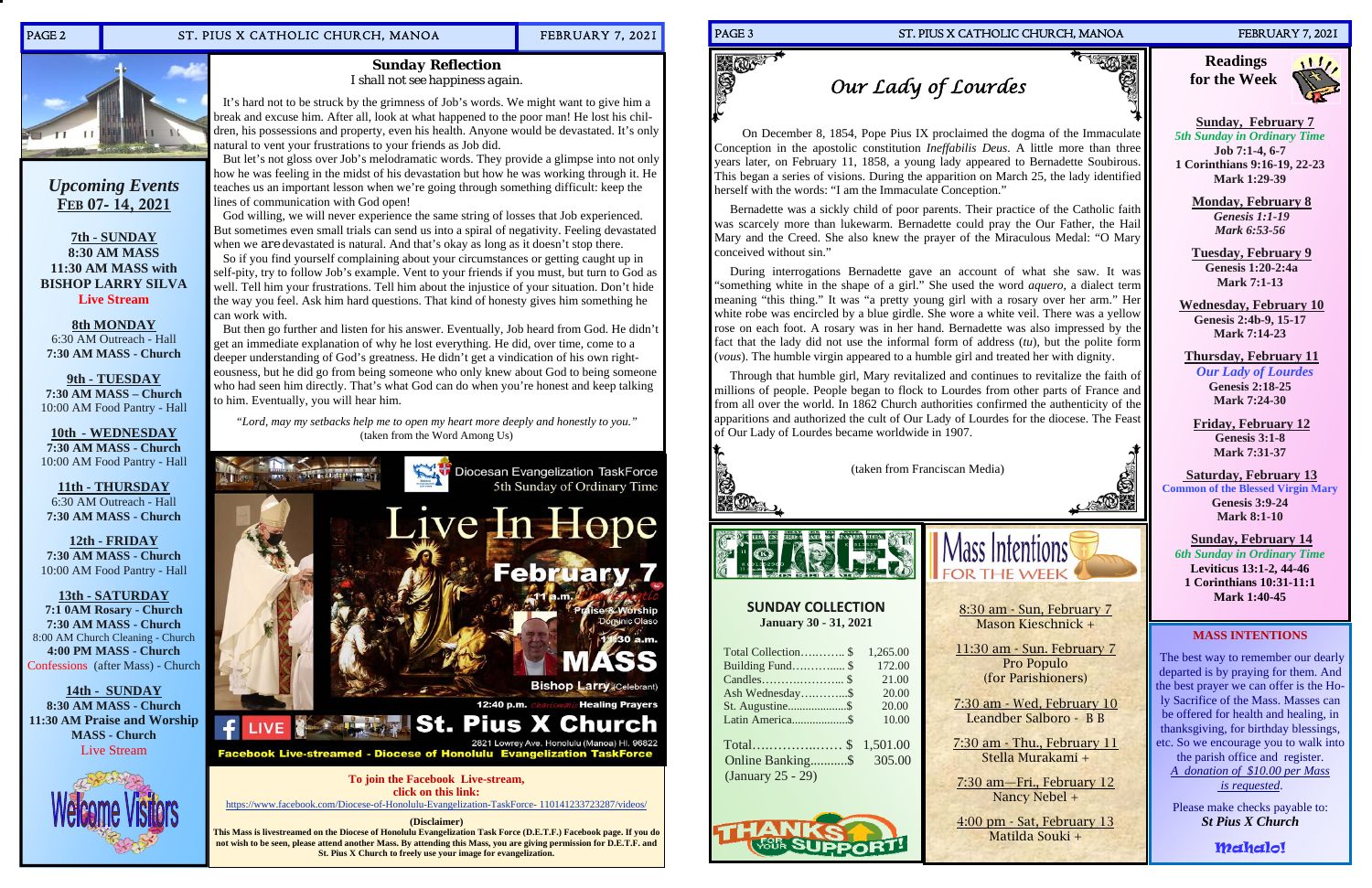## Upcoming Events
### Feb 07- 14, 2021

**7th - SUNDAY**
**8:30 AM MASS**
**11:30 AM MASS with BISHOP LARRY SILVA**
Live Stream

**8th MONDAY**
6:30 AM Outreach - Hall
**7:30 AM MASS - Church**

**9th - TUESDAY**
**7:30 AM MASS – Church**
10:00 AM Food Pantry - Hall

**10th - WEDNESDAY**
**7:30 AM MASS - Church**
10:00 AM Food Pantry - Hall

**11th - THURSDAY**
6:30 AM Outreach - Hall
**7:30 AM MASS - Church**

**12th - FRIDAY**
**7:30 AM MASS - Church**
10:00 AM Food Pantry - Hall

**13th - SATURDAY**
**7:1 0AM Rosary - Church**
**7:30 AM MASS - Church**
8:00 AM Church Cleaning - Church
**4:00 PM MASS - Church**
Confessions (after Mass) - Church

**14th - SUNDAY**
**8:30 AM MASS - Church**
**11:30 AM Praise and Worship MASS - Church**
Live Stream

Welcome Visitors

## Sunday Reflection
*I shall not see happiness again.*

It's hard not to be struck by the grimness of Job's words. We might want to give him a break and excuse him. After all, look at what happened to the poor man! He lost his children, his possessions and property, even his health. Anyone would be devastated. It's only natural to vent your frustrations to your friends as Job did.

But let's not gloss over Job's melodramatic words. They provide a glimpse into not only how he was feeling in the midst of his devastation but how he was working through it. He teaches us an important lesson when we're going through something difficult: keep the lines of communication with God open!

God willing, we will never experience the same string of losses that Job experienced. But sometimes even small trials can send us into a spiral of negativity. Feeling devastated when we are devastated is natural. And that's okay as long as it doesn't stop there.

So if you find yourself complaining about your circumstances or getting caught up in self-pity, try to follow Job's example. Vent to your friends if you must, but turn to God as well. Tell him your frustrations. Tell him about the injustice of your situation. Don't hide the way you feel. Ask him hard questions. That kind of honesty gives him something he can work with.

But then go further and listen for his answer. Eventually, Job heard from God. He didn't get an immediate explanation of why he lost everything. He did, over time, come to a deeper understanding of God's greatness. He didn't get a vindication of his own righteousness, but he did go from being someone who only knew about God to being someone who had seen him directly. That's what God can do when you're honest and keep talking to him. Eventually, you will hear him.

*"Lord, may my setbacks help me to open my heart more deeply and honestly to you."*
(taken from the Word Among Us)

Diocesan Evangelization TaskForce
5th Sunday of Ordinary Time
Live In Hope
February 7
11 a.m. Praise & Worship Dominic Olaso
11:30 a.m. MASS Bishop Larry (Celebrant)
12:40 p.m. Healing Prayers
LIVE St. Pius X Church
2821 Lowrey Ave. Honolulu (Manoa) HI. 96822
Facebook Live-streamed - Diocese of Honolulu Evangelization TaskForce

**To join the Facebook Live-stream, click on this link:**
https://www.facebook.com/Diocese-of-Honolulu-Evangelization-TaskForce- 110141233723287/videos/

**(Disclaimer)**
**This Mass is livestreamed on the Diocese of Honolulu Evangelization Task Force (D.E.T.F.) Facebook page. If you do not wish to be seen, please attend another Mass. By attending this Mass, you are giving permission for D.E.T.F. and St. Pius X Church to freely use your image for evangelization.**

## Our Lady of Lourdes

On December 8, 1854, Pope Pius IX proclaimed the dogma of the Immaculate Conception in the apostolic constitution *Ineffabilis Deus*. A little more than three years later, on February 11, 1858, a young lady appeared to Bernadette Soubirous. This began a series of visions. During the apparition on March 25, the lady identified herself with the words: "I am the Immaculate Conception."

Bernadette was a sickly child of poor parents. Their practice of the Catholic faith was scarcely more than lukewarm. Bernadette could pray the Our Father, the Hail Mary and the Creed. She also knew the prayer of the Miraculous Medal: "O Mary conceived without sin."

During interrogations Bernadette gave an account of what she saw. It was "something white in the shape of a girl." She used the word *aquero*, a dialect term meaning "this thing." It was "a pretty young girl with a rosary over her arm." Her white robe was encircled by a blue girdle. She wore a white veil. There was a yellow rose on each foot. A rosary was in her hand. Bernadette was also impressed by the fact that the lady did not use the informal form of address (*tu*), but the polite form (*vous*). The humble virgin appeared to a humble girl and treated her with dignity.

Through that humble girl, Mary revitalized and continues to revitalize the faith of millions of people. People began to flock to Lourdes from other parts of France and from all over the world. In 1862 Church authorities confirmed the authenticity of the apparitions and authorized the cult of Our Lady of Lourdes for the diocese. The Feast of Our Lady of Lourdes became worldwide in 1907.

(taken from Franciscan Media)

## Readings for the Week

**Sunday, February 7**
*5th Sunday in Ordinary Time*
**Job 7:1-4, 6-7**
**1 Corinthians 9:16-19, 22-23**
**Mark 1:29-39**

**Monday, February 8**
*Genesis 1:1-19*
*Mark 6:53-56*

**Tuesday, February 9**
**Genesis 1:20-2:4a**
**Mark 7:1-13**

**Wednesday, February 10**
**Genesis 2:4b-9, 15-17**
**Mark 7:14-23**

**Thursday, February 11**
*Our Lady of Lourdes*
**Genesis 2:18-25**
**Mark 7:24-30**

**Friday, February 12**
**Genesis 3:1-8**
**Mark 7:31-37**

**Saturday, February 13**
**Common of the Blessed Virgin Mary**
**Genesis 3:9-24**
**Mark 8:1-10**

**Sunday, February 14**
*6th Sunday in Ordinary Time*
**Leviticus 13:1-2, 44-46**
**1 Corinthians 10:31-11:1**
**Mark 1:40-45**

## FINANCES

### SUNDAY COLLECTION
**January 30 - 31, 2021**

| | | |
|---|---|---|
| Total Collection | $ | 1,265.00 |
| Building Fund | $ | 172.00 |
| Candles | $ | 21.00 |
| Ash Wednesday | $ | 20.00 |
| St. Augustine | $ | 20.00 |
| Latin America | $ | 10.00 |
| Total | $ | 1,501.00 |
| Online Banking | $ | 305.00 |

(January 25 - 29)

THANKS FOR YOUR SUPPORT!

## Mass Intentions FOR THE WEEK

8:30 am - Sun, February 7
Mason Kieschnick +

11:30 am - Sun. February 7
Pro Populo
(for Parishioners)

7:30 am - Wed, February 10
Leandber Salboro - B B

7:30 am - Thu., February 11
Stella Murakami +

7:30 am—Fri., February 12
Nancy Nebel +

4:00 pm - Sat, February 13
Matilda Souki +

## MASS INTENTIONS

The best way to remember our dearly departed is by praying for them. And the best prayer we can offer is the Holy Sacrifice of the Mass. Masses can be offered for health and healing, in thanksgiving, for birthday blessings, etc. So we encourage you to walk into the parish office and register. *A donation of $10.00 per Mass is requested.*

Please make checks payable to:
***St Pius X Church***

Mahalo!